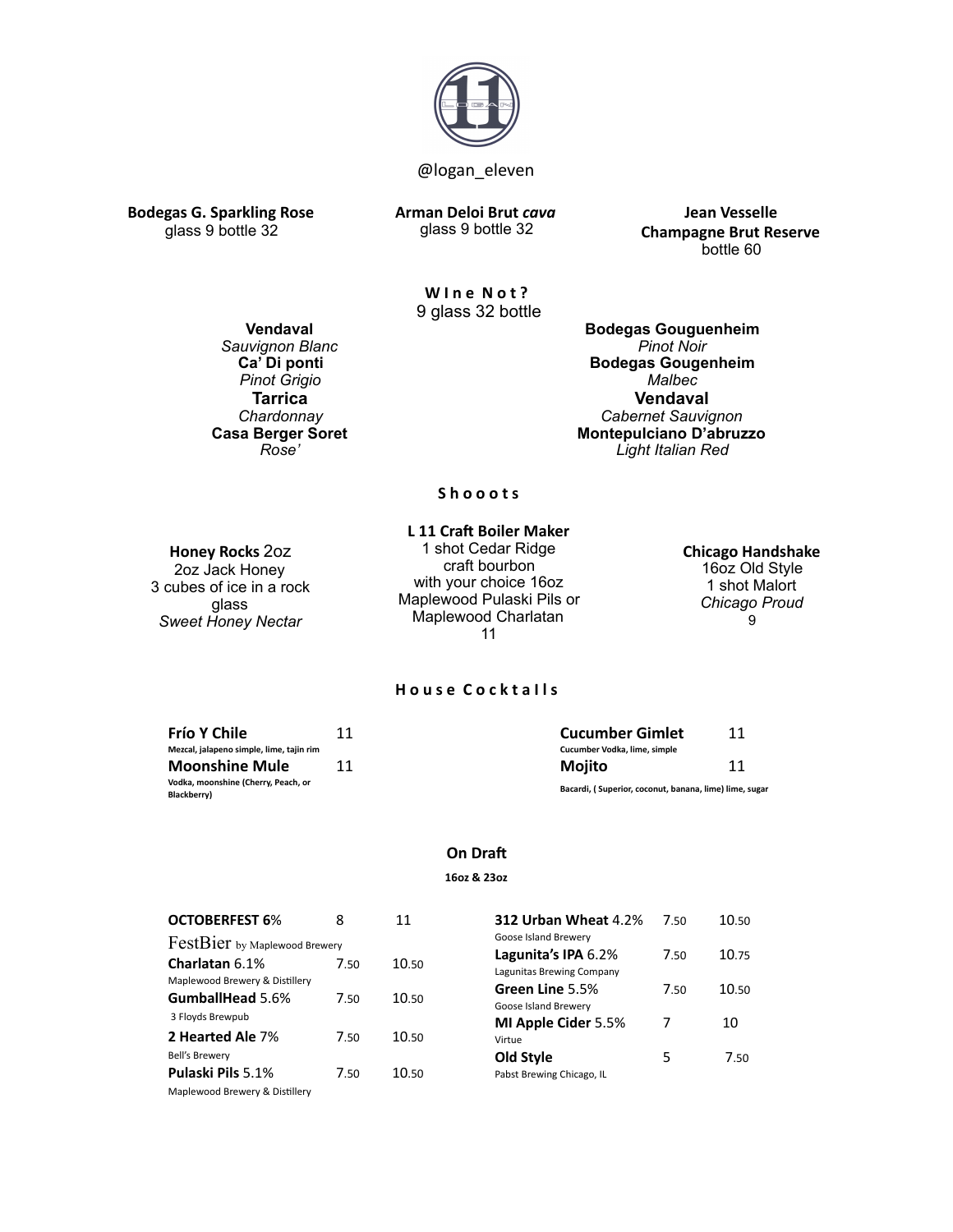@logan_eleven

**Bodegas G. Sparkling Rose**
glass 9 bottle 32

**Arman Deloi Brut *cava***
glass 9 bottle 32

**Jean Vesselle**
**Champagne Brut Reserve**
bottle 60

## W I n e  N o t ?

9 glass 32 bottle

**Vendaval**
*Sauvignon Blanc*
**Ca' Di ponti**
*Pinot Grigio*
**Tarrica**
*Chardonnay*
**Casa Berger Soret**
*Rose'*

**Bodegas Gouguenheim**
*Pinot Noir*
**Bodegas Gougenheim**
*Malbec*
**Vendaval**
*Cabernet Sauvignon*
**Montepulciano D'abruzzo**
*Light Italian Red*

## S h o o o t s

**Honey Rocks** 2oz
2oz Jack Honey
3 cubes of ice in a rock glass
*Sweet Honey Nectar*

**L 11 Craft Boiler Maker**
1 shot Cedar Ridge craft bourbon
with your choice 16oz Maplewood Pulaski Pils or Maplewood Charlatan
11

**Chicago Handshake**
16oz Old Style
1 shot Malort
*Chicago Proud*
9

## H o u s e  C o c k t a I l s

| Cocktail | Price |
|---|---|
| **Frío Y Chile**<br>Mezcal, jalapeno simple, lime, tajin rim | 11 |
| **Moonshine Mule**<br>Vodka, moonshine (Cherry, Peach, or Blackberry) | 11 |
| **Cucumber Gimlet**<br>Cucumber Vodka, lime, simple | 11 |
| **Mojito**<br>Bacardi, ( Superior, coconut, banana, lime) lime, sugar | 11 |

## On Draft

**16oz & 23oz**

| Beer | 16oz | 23oz |
|---|---|---|
| **OCTOBERFEST 6%**<br>FestBier by Maplewood Brewery | 8 | 11 |
| **Charlatan** 6.1%<br>Maplewood Brewery & Distillery | 7.50 | 10.50 |
| **GumballHead** 5.6%<br>3 Floyds Brewpub | 7.50 | 10.50 |
| **2 Hearted Ale** 7%<br>Bell's Brewery | 7.50 | 10.50 |
| **Pulaski Pils** 5.1%<br>Maplewood Brewery & Distillery | 7.50 | 10.50 |
| **312 Urban Wheat** 4.2%<br>Goose Island Brewery | 7.50 | 10.50 |
| **Lagunita's IPA** 6.2%<br>Lagunitas Brewing Company | 7.50 | 10.75 |
| **Green Line** 5.5%<br>Goose Island Brewery | 7.50 | 10.50 |
| **MI Apple Cider** 5.5%<br>Virtue | 7 | 10 |
| **Old Style**<br>Pabst Brewing Chicago, IL | 5 | 7.50 |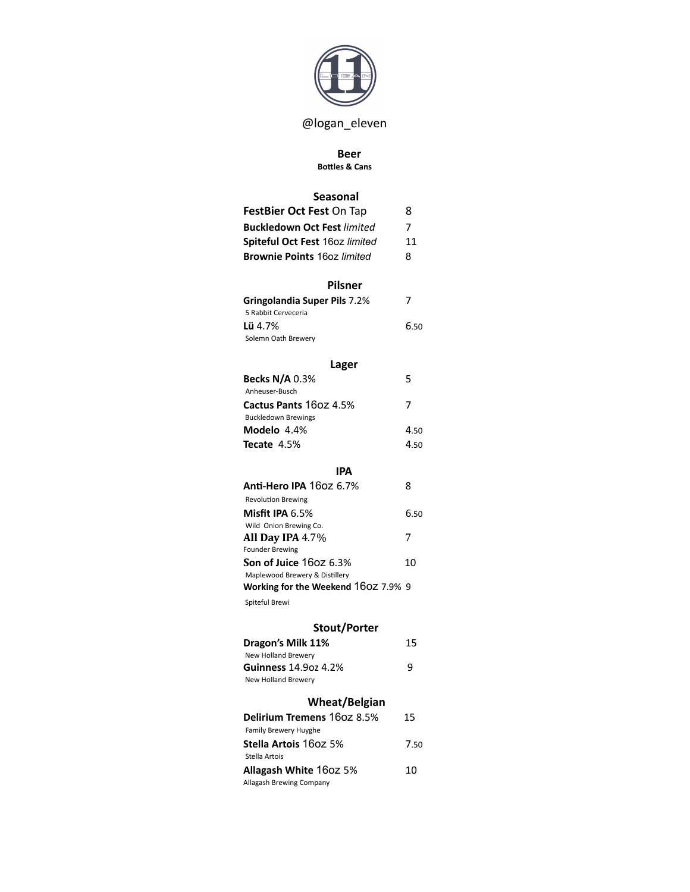@logan_eleven

# Beer

**Bottles & Cans**

## Seasonal

**FestBier Oct Fest** On Tap 8

**Buckledown Oct Fest** *limited* 7

**Spiteful Oct Fest** 16oz *limited* 11

**Brownie Points** 16oz *limited* 8

## Pilsner

**Gringolandia Super Pils** 7.2% 7
5 Rabbit Cerveceria

**Lü** 4.7% 6.50
Solemn Oath Brewery

## Lager

**Becks N/A** 0.3% 5
Anheuser-Busch

**Cactus Pants** 16oz 4.5% 7
Buckledown Brewings

**Modelo** 4.4% 4.50

**Tecate** 4.5% 4.50

## IPA

**Anti-Hero IPA** 16oz 6.7% 8
Revolution Brewing

**Misfit IPA** 6.5% 6.50
Wild Onion Brewing Co.

**All Day IPA** 4.7% 7
Founder Brewing

**Son of Juice** 16oz 6.3% 10
Maplewood Brewery & Distillery

**Working for the Weekend** 16oz 7.9% 9
Spiteful Brewi

## Stout/Porter

**Dragon's Milk 11%** 15
New Holland Brewery

**Guinness** 14.9oz 4.2% 9
New Holland Brewery

## Wheat/Belgian

**Delirium Tremens** 16oz 8.5% 15
Family Brewery Huyghe

**Stella Artois** 16oz 5% 7.50
Stella Artois

**Allagash White** 16oz 5% 10
Allagash Brewing Company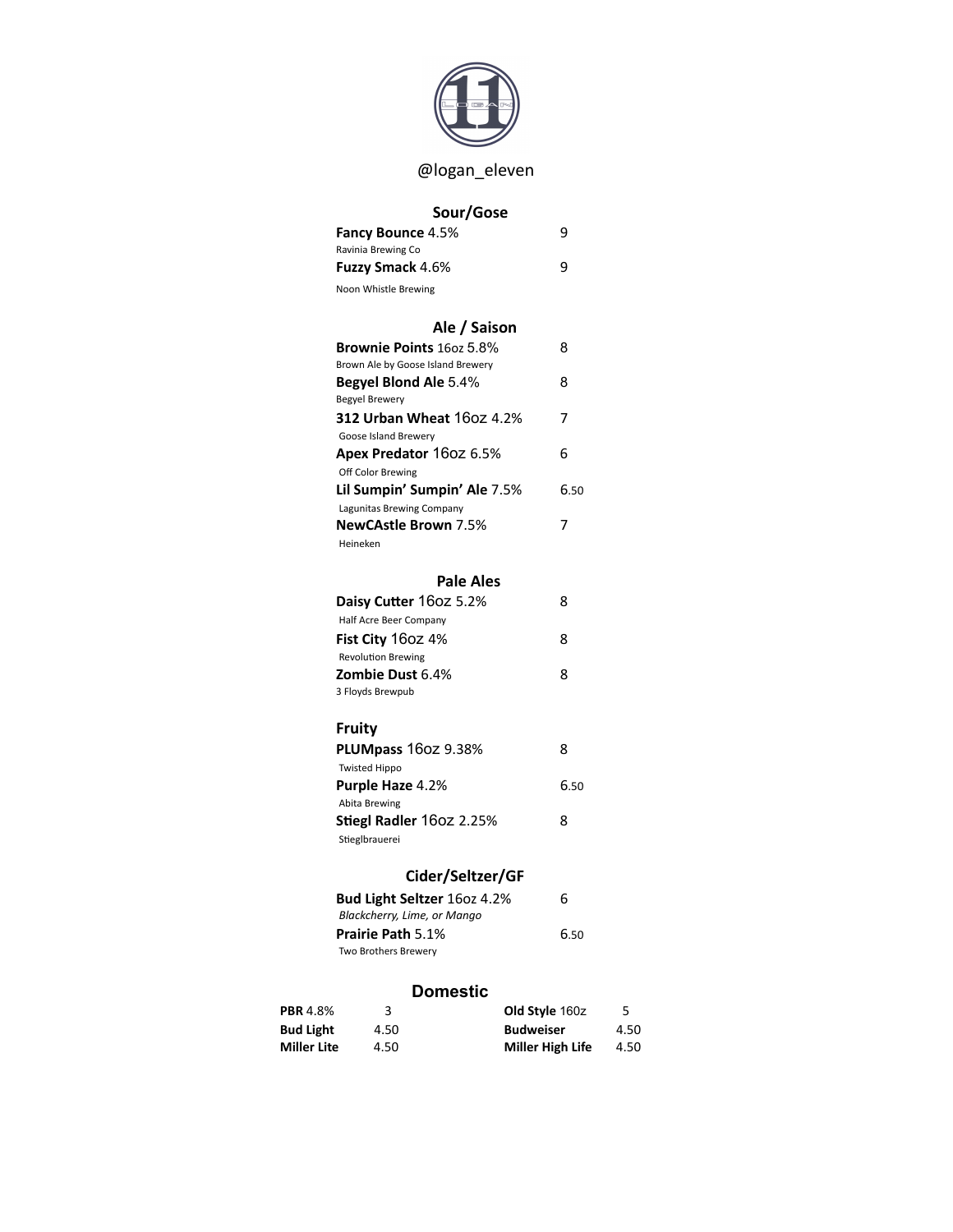@logan_eleven

## Sour/Gose

**Fancy Bounce** 4.5% — 9
Ravinia Brewing Co

**Fuzzy Smack** 4.6% — 9
Noon Whistle Brewing

## Ale / Saison

**Brownie Points** 16oz 5.8% — 8
Brown Ale by Goose Island Brewery

**Begyel Blond Ale** 5.4% — 8
Begyel Brewery

**312 Urban Wheat** 16oz 4.2% — 7
Goose Island Brewery

**Apex Predator** 16oz 6.5% — 6
Off Color Brewing

**Lil Sumpin' Sumpin' Ale** 7.5% — 6.50
Lagunitas Brewing Company

**NewCAstle Brown** 7.5% — 7
Heineken

## Pale Ales

**Daisy Cutter** 16oz 5.2% — 8
Half Acre Beer Company

**Fist City** 16oz 4% — 8
Revolution Brewing

**Zombie Dust** 6.4% — 8
3 Floyds Brewpub

## Fruity

**PLUMpass** 16oz 9.38% — 8
Twisted Hippo

**Purple Haze** 4.2% — 6.50
Abita Brewing

**Stiegl Radler** 16oz 2.25% — 8
Stieglbrauerei

## Cider/Seltzer/GF

**Bud Light Seltzer** 16oz 4.2% — 6
*Blackcherry, Lime, or Mango*

**Prairie Path** 5.1% — 6.50
Two Brothers Brewery

## Domestic

| | | | |
|---|---|---|---|
| **PBR** 4.8% | 3 | **Old Style** 16oz | 5 |
| **Bud Light** | 4.50 | **Budweiser** | 4.50 |
| **Miller Lite** | 4.50 | **Miller High Life** | 4.50 |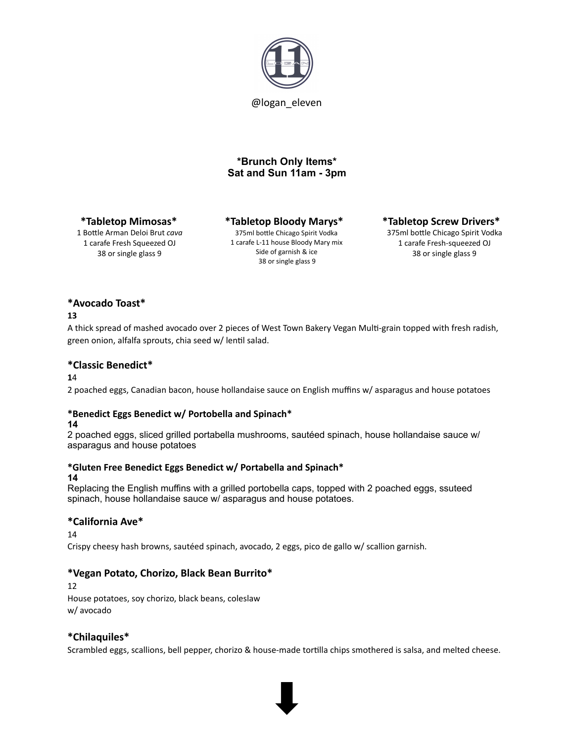@logan_eleven

**\*Brunch Only Items\***
**Sat and Sun 11am - 3pm**

**\*Tabletop Mimosas\***
1 Bottle Arman Deloi Brut *cava*
1 carafe Fresh Squeezed OJ
38 or single glass 9

**\*Tabletop Bloody Marys\***
375ml bottle Chicago Spirit Vodka
1 carafe L-11 house Bloody Mary mix
Side of garnish & ice
38 or single glass 9

**\*Tabletop Screw Drivers\***
375ml bottle Chicago Spirit Vodka
1 carafe Fresh-squeezed OJ
38 or single glass 9

## \*Avocado Toast\*

**13**

A thick spread of mashed avocado over 2 pieces of West Town Bakery Vegan Multi-grain topped with fresh radish, green onion, alfalfa sprouts, chia seed w/ lentil salad.

## \*Classic Benedict\*

**1**4

2 poached eggs, Canadian bacon, house hollandaise sauce on English muffins w/ asparagus and house potatoes

### \*Benedict Eggs Benedict w/ Portobella and Spinach\*

**14**

2 poached eggs, sliced grilled portabella mushrooms, sautéed spinach, house hollandaise sauce w/ asparagus and house potatoes

### \*Gluten Free Benedict Eggs Benedict w/ Portabella and Spinach\*

**14**

Replacing the English muffins with a grilled portobella caps, topped with 2 poached eggs, ssuteed spinach, house hollandaise sauce w/ asparagus and house potatoes.

## \*California Ave\*

14

Crispy cheesy hash browns, sautéed spinach, avocado, 2 eggs, pico de gallo w/ scallion garnish.

## \*Vegan Potato, Chorizo, Black Bean Burrito\*

12

House potatoes, soy chorizo, black beans, coleslaw
w/ avocado

## \*Chilaquiles\*

Scrambled eggs, scallions, bell pepper, chorizo & house-made tortilla chips smothered is salsa, and melted cheese.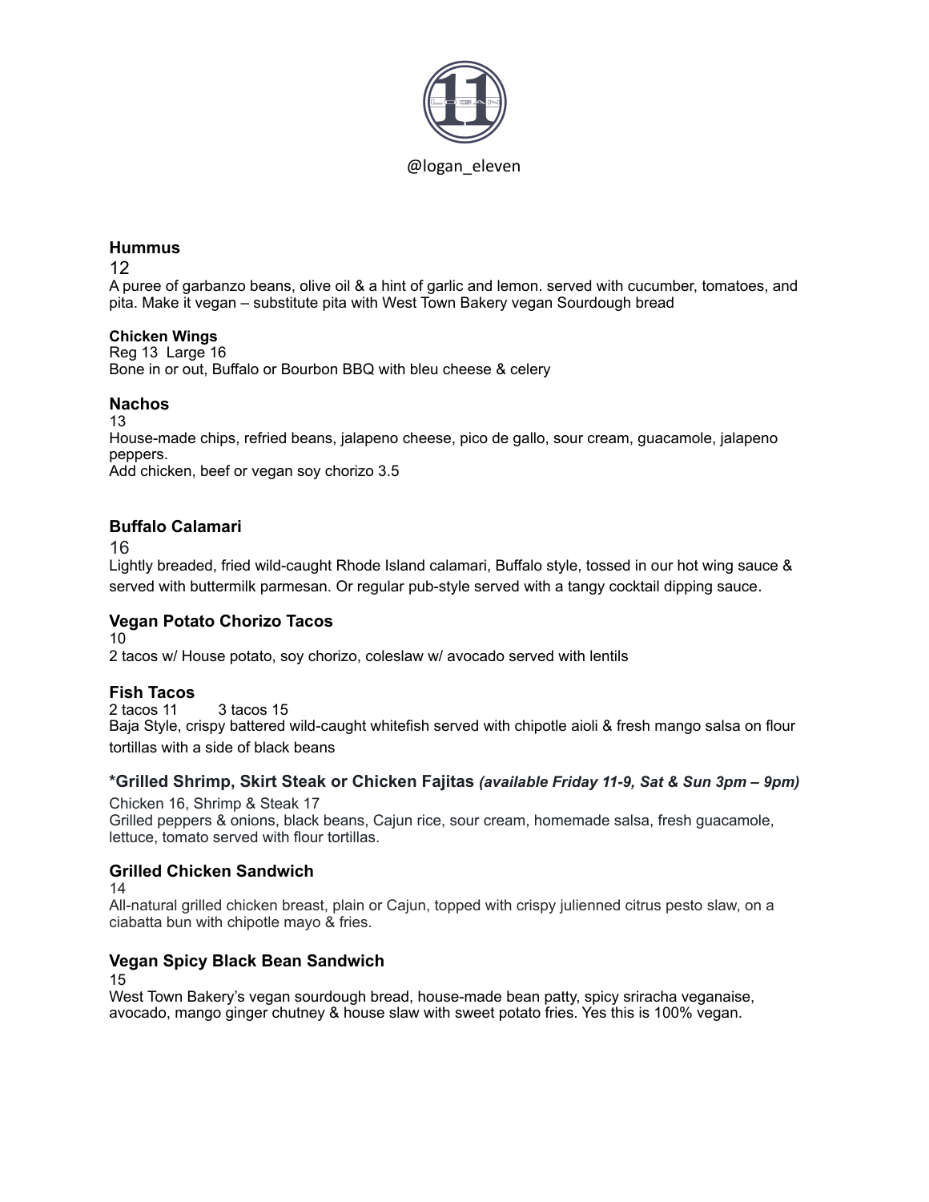@logan_eleven

### Hummus

12

A puree of garbanzo beans, olive oil & a hint of garlic and lemon. served with cucumber, tomatoes, and pita. Make it vegan – substitute pita with West Town Bakery vegan Sourdough bread

#### Chicken Wings

Reg 13 Large 16

Bone in or out, Buffalo or Bourbon BBQ with bleu cheese & celery

### Nachos

13

House-made chips, refried beans, jalapeno cheese, pico de gallo, sour cream, guacamole, jalapeno peppers.

Add chicken, beef or vegan soy chorizo 3.5

### Buffalo Calamari

16

Lightly breaded, fried wild-caught Rhode Island calamari, Buffalo style, tossed in our hot wing sauce & served with buttermilk parmesan. Or regular pub-style served with a tangy cocktail dipping sauce.

### Vegan Potato Chorizo Tacos

10

2 tacos w/ House potato, soy chorizo, coleslaw w/ avocado served with lentils

### Fish Tacos

2 tacos 11 3 tacos 15

Baja Style, crispy battered wild-caught whitefish served with chipotle aioli & fresh mango salsa on flour tortillas with a side of black beans

### *Grilled Shrimp, Skirt Steak or Chicken Fajitas *(available Friday 11-9, Sat & Sun 3pm – 9pm)*

Chicken 16, Shrimp & Steak 17

Grilled peppers & onions, black beans, Cajun rice, sour cream, homemade salsa, fresh guacamole, lettuce, tomato served with flour tortillas.

### Grilled Chicken Sandwich

14

All-natural grilled chicken breast, plain or Cajun, topped with crispy julienned citrus pesto slaw, on a ciabatta bun with chipotle mayo & fries.

### Vegan Spicy Black Bean Sandwich

15

West Town Bakery's vegan sourdough bread, house-made bean patty, spicy sriracha veganaise, avocado, mango ginger chutney & house slaw with sweet potato fries. Yes this is 100% vegan.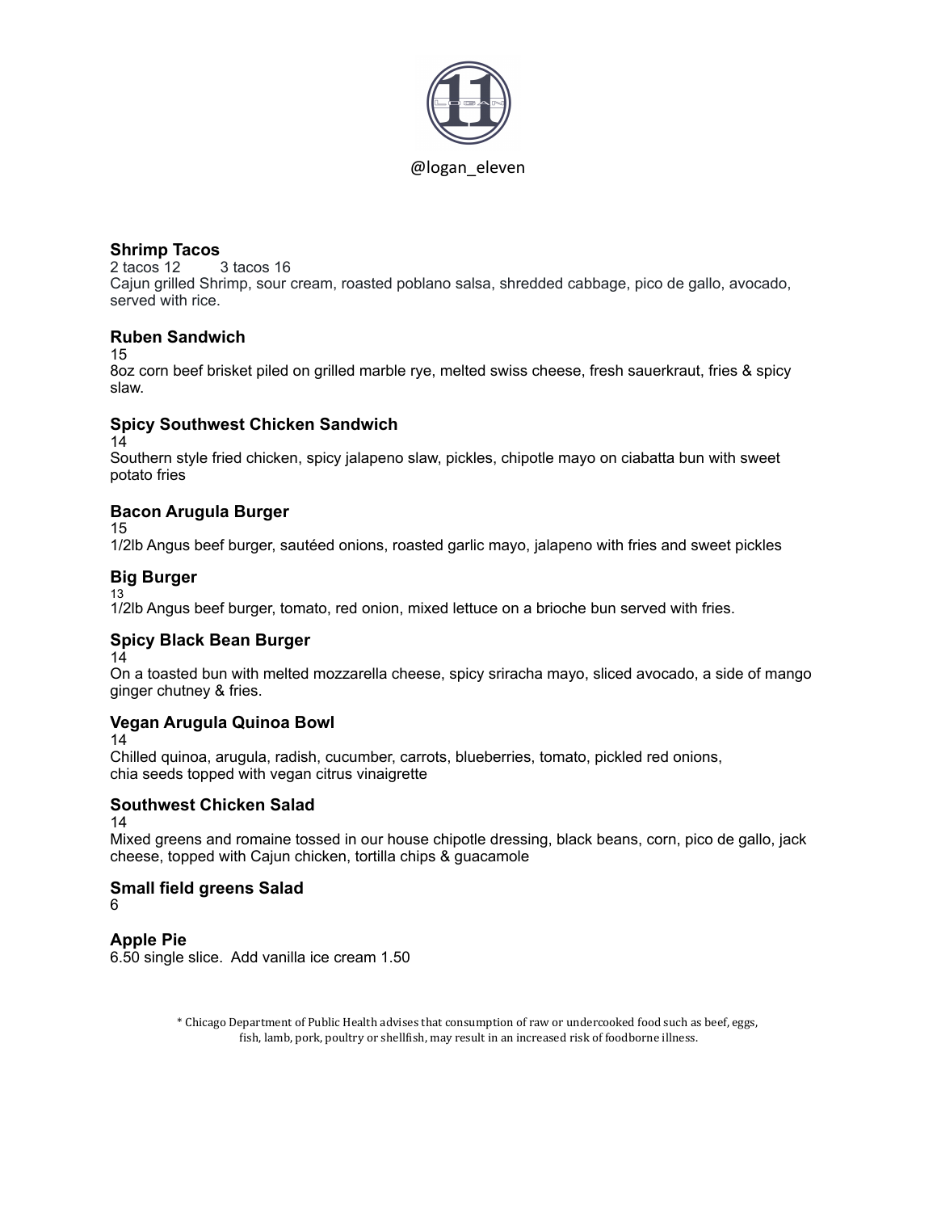@logan_eleven

### Shrimp Tacos

2 tacos 12 3 tacos 16

Cajun grilled Shrimp, sour cream, roasted poblano salsa, shredded cabbage, pico de gallo, avocado, served with rice.

### Ruben Sandwich

15

8oz corn beef brisket piled on grilled marble rye, melted swiss cheese, fresh sauerkraut, fries & spicy slaw.

### Spicy Southwest Chicken Sandwich

14

Southern style fried chicken, spicy jalapeno slaw, pickles, chipotle mayo on ciabatta bun with sweet potato fries

### Bacon Arugula Burger

15

1/2lb Angus beef burger, sautéed onions, roasted garlic mayo, jalapeno with fries and sweet pickles

### Big Burger

13

1/2lb Angus beef burger, tomato, red onion, mixed lettuce on a brioche bun served with fries.

### Spicy Black Bean Burger

14

On a toasted bun with melted mozzarella cheese, spicy sriracha mayo, sliced avocado, a side of mango ginger chutney & fries.

### Vegan Arugula Quinoa Bowl

14

Chilled quinoa, arugula, radish, cucumber, carrots, blueberries, tomato, pickled red onions, chia seeds topped with vegan citrus vinaigrette

### Southwest Chicken Salad

14

Mixed greens and romaine tossed in our house chipotle dressing, black beans, corn, pico de gallo, jack cheese, topped with Cajun chicken, tortilla chips & guacamole

### Small field greens Salad

6

### Apple Pie

6.50 single slice. Add vanilla ice cream 1.50

* Chicago Department of Public Health advises that consumption of raw or undercooked food such as beef, eggs, fish, lamb, pork, poultry or shellfish, may result in an increased risk of foodborne illness.